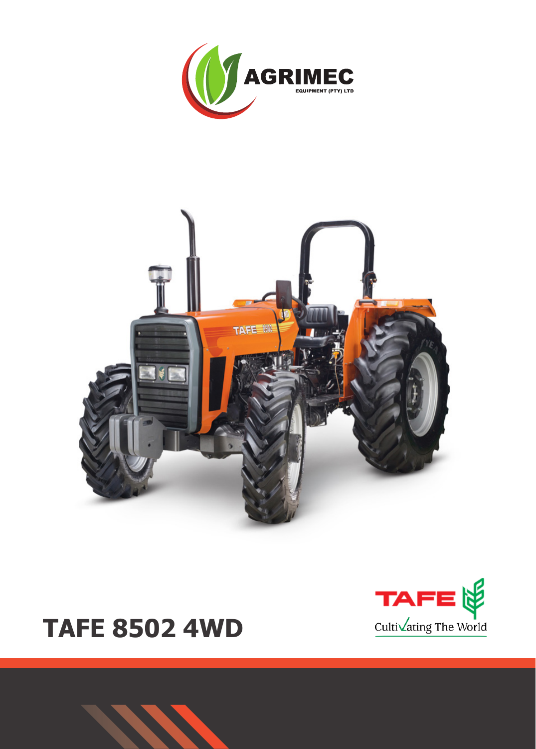AGRIMEC

EQUIPMENT (PTY) LTD

# TAFE 8502 4WD

TAFE

Cultivating The World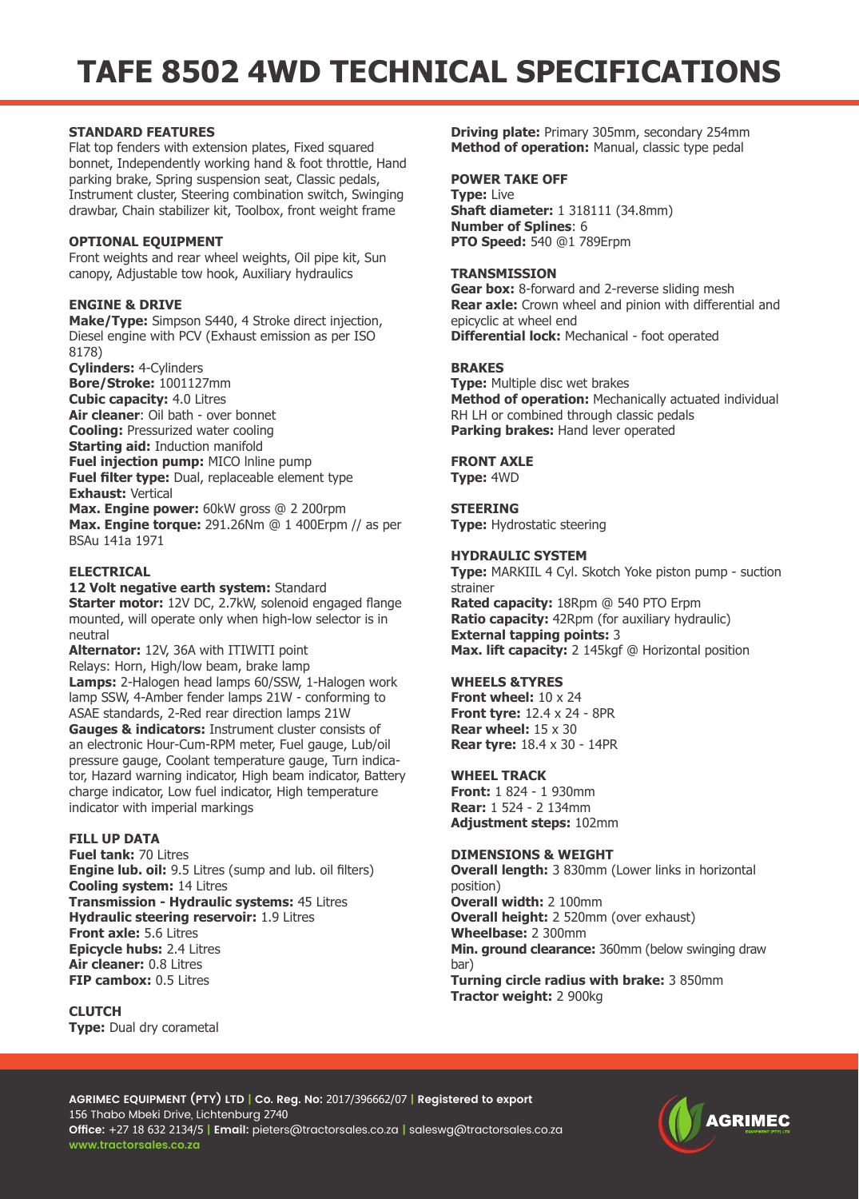# TAFE 8502 4WD TECHNICAL SPECIFICATIONS

**STANDARD FEATURES**
Flat top fenders with extension plates, Fixed squared bonnet, Independently working hand & foot throttle, Hand parking brake, Spring suspension seat, Classic pedals, Instrument cluster, Steering combination switch, Swinging drawbar, Chain stabilizer kit, Toolbox, front weight frame

**OPTIONAL EQUIPMENT**
Front weights and rear wheel weights, Oil pipe kit, Sun canopy, Adjustable tow hook, Auxiliary hydraulics

**ENGINE & DRIVE**
**Make/Type:** Simpson S440, 4 Stroke direct injection, Diesel engine with PCV (Exhaust emission as per ISO 8178)
**Cylinders:** 4-Cylinders
**Bore/Stroke:** 1001127mm
**Cubic capacity:** 4.0 Litres
**Air cleaner**: Oil bath - over bonnet
**Cooling:** Pressurized water cooling
**Starting aid:** Induction manifold
**Fuel injection pump:** MICO Inline pump
**Fuel filter type:** Dual, replaceable element type
**Exhaust:** Vertical
**Max. Engine power:** 60kW gross @ 2 200rpm
**Max. Engine torque:** 291.26Nm @ 1 400Erpm // as per BSAu 141a 1971

**ELECTRICAL**
**12 Volt negative earth system:** Standard
**Starter motor:** 12V DC, 2.7kW, solenoid engaged flange mounted, will operate only when high-low selector is in neutral
**Alternator:** 12V, 36A with ITIWITI point
Relays: Horn, High/low beam, brake lamp
**Lamps:** 2-Halogen head lamps 60/SSW, 1-Halogen work lamp SSW, 4-Amber fender lamps 21W - conforming to ASAE standards, 2-Red rear direction lamps 21W
**Gauges & indicators:** Instrument cluster consists of an electronic Hour-Cum-RPM meter, Fuel gauge, Lub/oil pressure gauge, Coolant temperature gauge, Turn indicator, Hazard warning indicator, High beam indicator, Battery charge indicator, Low fuel indicator, High temperature indicator with imperial markings

**FILL UP DATA**
**Fuel tank:** 70 Litres
**Engine lub. oil:** 9.5 Litres (sump and lub. oil filters)
**Cooling system:** 14 Litres
**Transmission - Hydraulic systems:** 45 Litres
**Hydraulic steering reservoir:** 1.9 Litres
**Front axle:** 5.6 Litres
**Epicycle hubs:** 2.4 Litres
**Air cleaner:** 0.8 Litres
**FIP cambox:** 0.5 Litres

**CLUTCH**
**Type:** Dual dry corametal
**Driving plate:** Primary 305mm, secondary 254mm
**Method of operation:** Manual, classic type pedal

**POWER TAKE OFF**
**Type:** Live
**Shaft diameter:** 1 318111 (34.8mm)
**Number of Splines**: 6
**PTO Speed:** 540 @1 789Erpm

**TRANSMISSION**
**Gear box:** 8-forward and 2-reverse sliding mesh
**Rear axle:** Crown wheel and pinion with differential and epicyclic at wheel end
**Differential lock:** Mechanical - foot operated

**BRAKES**
**Type:** Multiple disc wet brakes
**Method of operation:** Mechanically actuated individual RH LH or combined through classic pedals
**Parking brakes:** Hand lever operated

**FRONT AXLE**
**Type:** 4WD

**STEERING**
**Type:** Hydrostatic steering

**HYDRAULIC SYSTEM**
**Type:** MARKIIL 4 Cyl. Skotch Yoke piston pump - suction strainer
**Rated capacity:** 18Rpm @ 540 PTO Erpm
**Ratio capacity:** 42Rpm (for auxiliary hydraulic)
**External tapping points:** 3
**Max. lift capacity:** 2 145kgf @ Horizontal position

**WHEELS &TYRES**
**Front wheel:** 10 x 24
**Front tyre:** 12.4 x 24 - 8PR
**Rear wheel:** 15 x 30
**Rear tyre:** 18.4 x 30 - 14PR

**WHEEL TRACK**
**Front:** 1 824 - 1 930mm
**Rear:** 1 524 - 2 134mm
**Adjustment steps:** 102mm

**DIMENSIONS & WEIGHT**
**Overall length:** 3 830mm (Lower links in horizontal position)
**Overall width:** 2 100mm
**Overall height:** 2 520mm (over exhaust)
**Wheelbase:** 2 300mm
**Min. ground clearance:** 360mm (below swinging draw bar)
**Turning circle radius with brake:** 3 850mm
**Tractor weight:** 2 900kg

**AGRIMEC EQUIPMENT (PTY) LTD** | **Co. Reg. No:** 2017/396662/07 | **Registered to export**
156 Thabo Mbeki Drive, Lichtenburg 2740
**Office:** +27 18 632 2134/5 | **Email:** pieters@tractorsales.co.za | saleswg@tractorsales.co.za
www.tractorsales.co.za